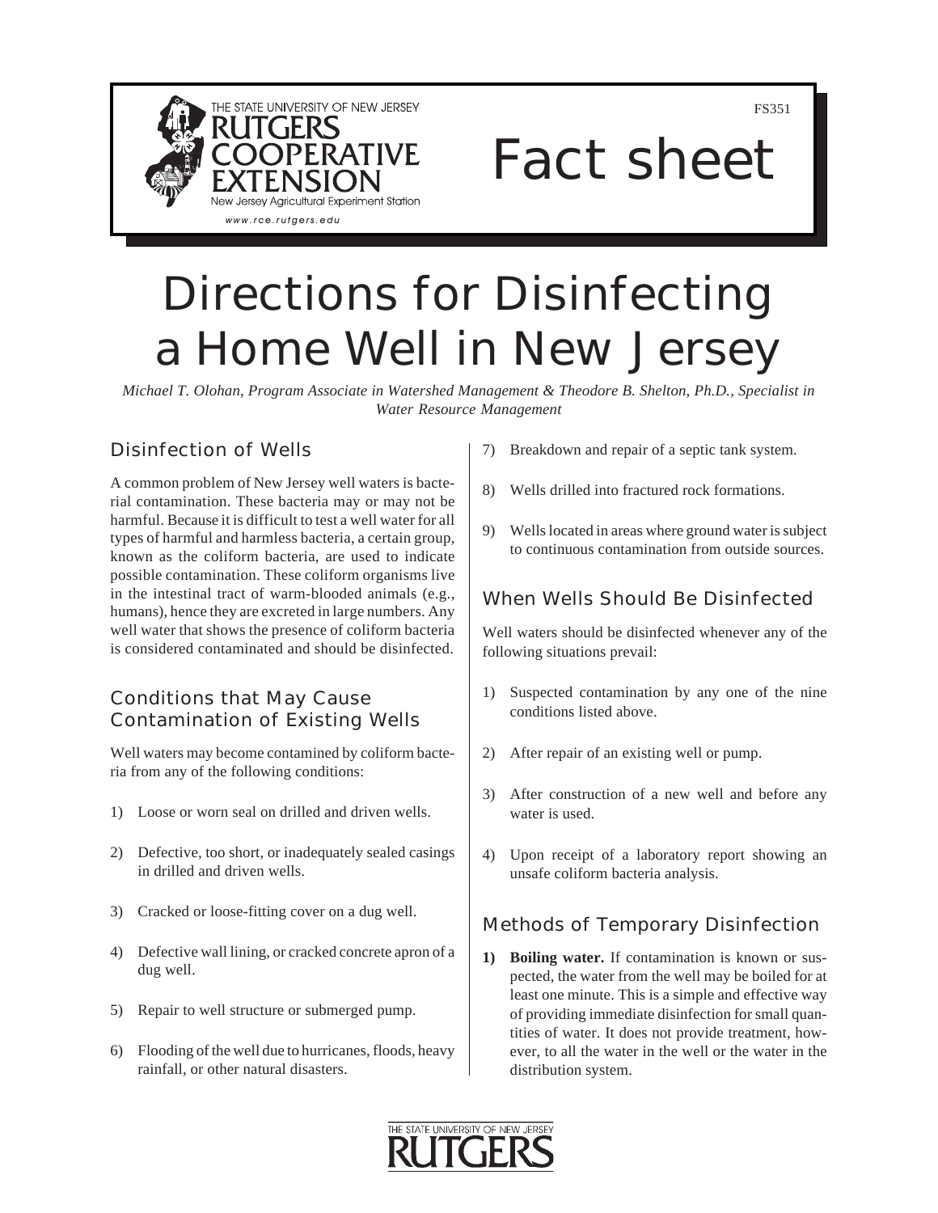THE STATE UNIVERSITY OF NEW JERSEY
RUTGERS
COOPERATIVE
EXTENSION
New Jersey Agricultural Experiment Station
www.rce.rutgers.edu

FS351

Fact sheet

# Directions for Disinfecting a Home Well in New Jersey

*Michael T. Olohan, Program Associate in Watershed Management & Theodore B. Shelton, Ph.D., Specialist in Water Resource Management*

## Disinfection of Wells

A common problem of New Jersey well waters is bacterial contamination. These bacteria may or may not be harmful. Because it is difficult to test a well water for all types of harmful and harmless bacteria, a certain group, known as the coliform bacteria, are used to indicate possible contamination. These coliform organisms live in the intestinal tract of warm-blooded animals (e.g., humans), hence they are excreted in large numbers. Any well water that shows the presence of coliform bacteria is considered contaminated and should be disinfected.

## Conditions that May Cause Contamination of Existing Wells

Well waters may become contamined by coliform bacteria from any of the following conditions:

1) Loose or worn seal on drilled and driven wells.

2) Defective, too short, or inadequately sealed casings in drilled and driven wells.

3) Cracked or loose-fitting cover on a dug well.

4) Defective wall lining, or cracked concrete apron of a dug well.

5) Repair to well structure or submerged pump.

6) Flooding of the well due to hurricanes, floods, heavy rainfall, or other natural disasters.

7) Breakdown and repair of a septic tank system.

8) Wells drilled into fractured rock formations.

9) Wells located in areas where ground water is subject to continuous contamination from outside sources.

## When Wells Should Be Disinfected

Well waters should be disinfected whenever any of the following situations prevail:

1) Suspected contamination by any one of the nine conditions listed above.

2) After repair of an existing well or pump.

3) After construction of a new well and before any water is used.

4) Upon receipt of a laboratory report showing an unsafe coliform bacteria analysis.

## Methods of Temporary Disinfection

**1) Boiling water.** If contamination is known or suspected, the water from the well may be boiled for at least one minute. This is a simple and effective way of providing immediate disinfection for small quantities of water. It does not provide treatment, however, to all the water in the well or the water in the distribution system.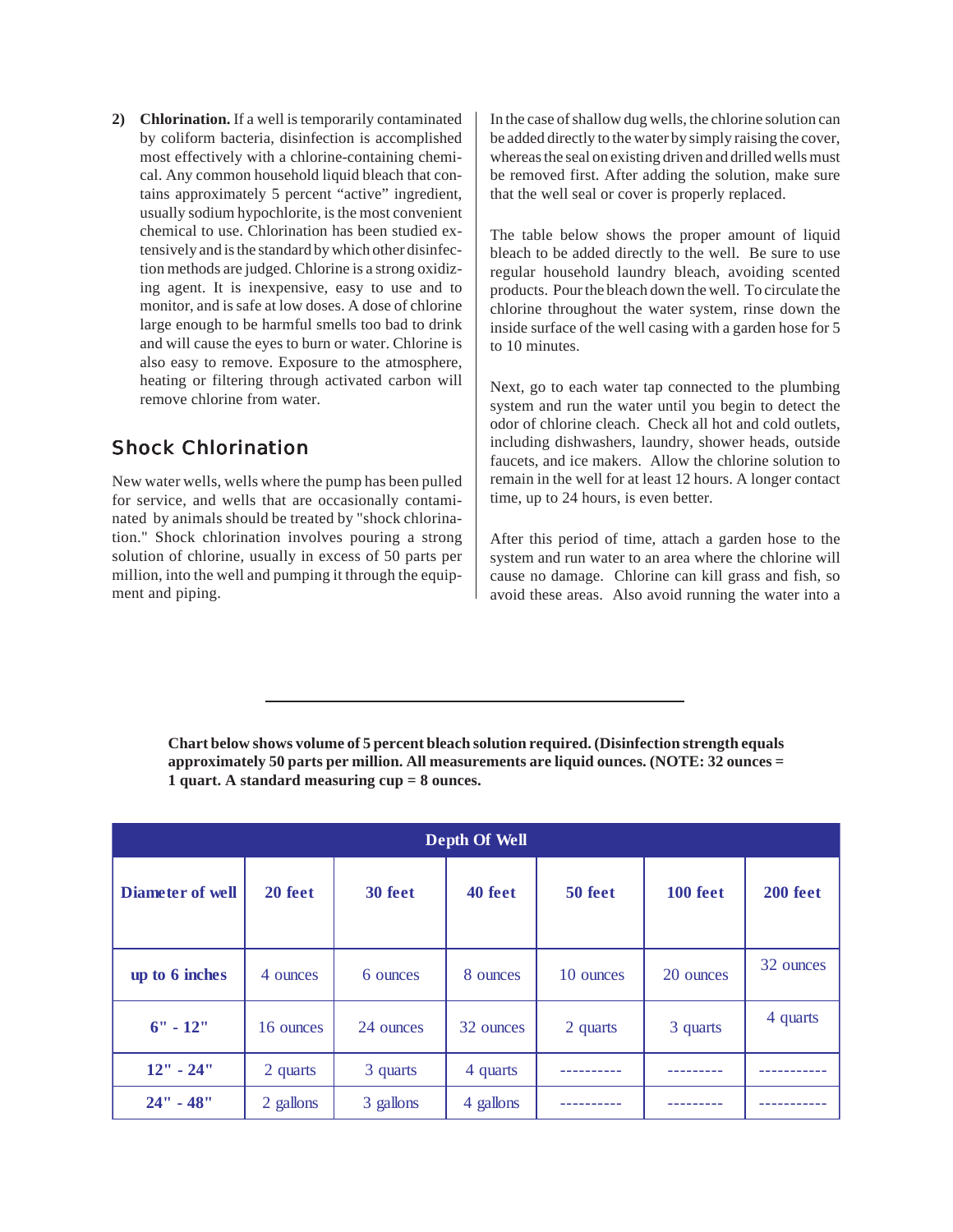**2) Chlorination.** If a well is temporarily contaminated by coliform bacteria, disinfection is accomplished most effectively with a chlorine-containing chemical. Any common household liquid bleach that contains approximately 5 percent "active" ingredient, usually sodium hypochlorite, is the most convenient chemical to use. Chlorination has been studied extensively and is the standard by which other disinfection methods are judged. Chlorine is a strong oxidizing agent. It is inexpensive, easy to use and to monitor, and is safe at low doses. A dose of chlorine large enough to be harmful smells too bad to drink and will cause the eyes to burn or water. Chlorine is also easy to remove. Exposure to the atmosphere, heating or filtering through activated carbon will remove chlorine from water.

## Shock Chlorination

New water wells, wells where the pump has been pulled for service, and wells that are occasionally contaminated by animals should be treated by "shock chlorination." Shock chlorination involves pouring a strong solution of chlorine, usually in excess of 50 parts per million, into the well and pumping it through the equipment and piping.

In the case of shallow dug wells, the chlorine solution can be added directly to the water by simply raising the cover, whereas the seal on existing driven and drilled wells must be removed first. After adding the solution, make sure that the well seal or cover is properly replaced.

The table below shows the proper amount of liquid bleach to be added directly to the well. Be sure to use regular household laundry bleach, avoiding scented products. Pour the bleach down the well. To circulate the chlorine throughout the water system, rinse down the inside surface of the well casing with a garden hose for 5 to 10 minutes.

Next, go to each water tap connected to the plumbing system and run the water until you begin to detect the odor of chlorine cleach. Check all hot and cold outlets, including dishwashers, laundry, shower heads, outside faucets, and ice makers. Allow the chlorine solution to remain in the well for at least 12 hours. A longer contact time, up to 24 hours, is even better.

After this period of time, attach a garden hose to the system and run water to an area where the chlorine will cause no damage. Chlorine can kill grass and fish, so avoid these areas. Also avoid running the water into a

**Chart below shows volume of 5 percent bleach solution required. (Disinfection strength equals approximately 50 parts per million. All measurements are liquid ounces. (NOTE: 32 ounces = 1 quart. A standard measuring cup = 8 ounces.**

| | Depth Of Well | | | | | |
|---|---|---|---|---|---|---|
| **Diameter of well** | **20 feet** | **30 feet** | **40 feet** | **50 feet** | **100 feet** | **200 feet** |
| **up to 6 inches** | 4 ounces | 6 ounces | 8 ounces | 10 ounces | 20 ounces | 32 ounces |
| **6" - 12"** | 16 ounces | 24 ounces | 32 ounces | 2 quarts | 3 quarts | 4 quarts |
| **12" - 24"** | 2 quarts | 3 quarts | 4 quarts | ---------- | --------- | ----------- |
| **24" - 48"** | 2 gallons | 3 gallons | 4 gallons | ---------- | --------- | ----------- |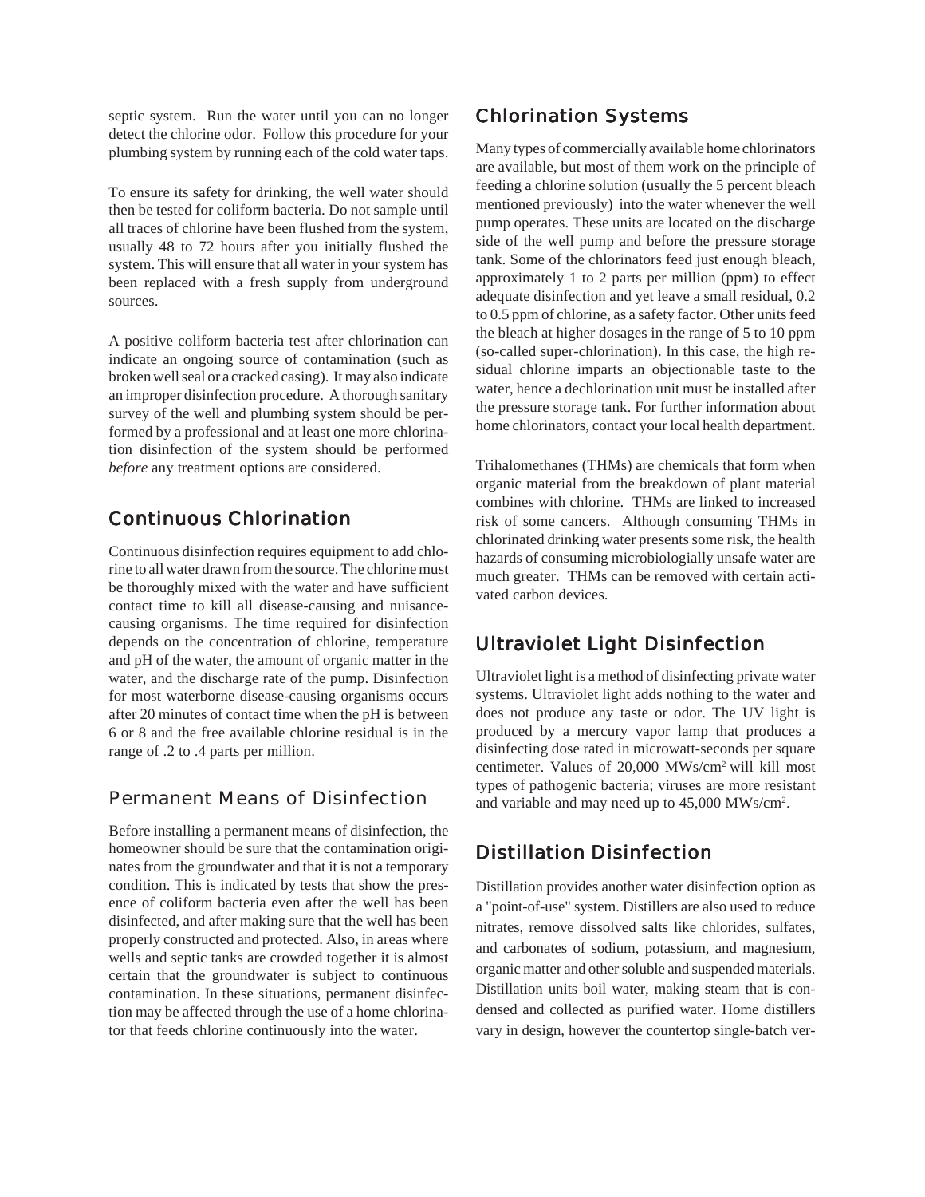septic system. Run the water until you can no longer detect the chlorine odor. Follow this procedure for your plumbing system by running each of the cold water taps.

To ensure its safety for drinking, the well water should then be tested for coliform bacteria. Do not sample until all traces of chlorine have been flushed from the system, usually 48 to 72 hours after you initially flushed the system. This will ensure that all water in your system has been replaced with a fresh supply from underground sources.

A positive coliform bacteria test after chlorination can indicate an ongoing source of contamination (such as broken well seal or a cracked casing). It may also indicate an improper disinfection procedure. A thorough sanitary survey of the well and plumbing system should be performed by a professional and at least one more chlorination disinfection of the system should be performed *before* any treatment options are considered.

## Continuous Chlorination

Continuous disinfection requires equipment to add chlorine to all water drawn from the source. The chlorine must be thoroughly mixed with the water and have sufficient contact time to kill all disease-causing and nuisance-causing organisms. The time required for disinfection depends on the concentration of chlorine, temperature and pH of the water, the amount of organic matter in the water, and the discharge rate of the pump. Disinfection for most waterborne disease-causing organisms occurs after 20 minutes of contact time when the pH is between 6 or 8 and the free available chlorine residual is in the range of .2 to .4 parts per million.

### Permanent Means of Disinfection

Before installing a permanent means of disinfection, the homeowner should be sure that the contamination originates from the groundwater and that it is not a temporary condition. This is indicated by tests that show the presence of coliform bacteria even after the well has been disinfected, and after making sure that the well has been properly constructed and protected. Also, in areas where wells and septic tanks are crowded together it is almost certain that the groundwater is subject to continuous contamination. In these situations, permanent disinfection may be affected through the use of a home chlorinator that feeds chlorine continuously into the water.

## Chlorination Systems

Many types of commercially available home chlorinators are available, but most of them work on the principle of feeding a chlorine solution (usually the 5 percent bleach mentioned previously) into the water whenever the well pump operates. These units are located on the discharge side of the well pump and before the pressure storage tank. Some of the chlorinators feed just enough bleach, approximately 1 to 2 parts per million (ppm) to effect adequate disinfection and yet leave a small residual, 0.2 to 0.5 ppm of chlorine, as a safety factor. Other units feed the bleach at higher dosages in the range of 5 to 10 ppm (so-called super-chlorination). In this case, the high residual chlorine imparts an objectionable taste to the water, hence a dechlorination unit must be installed after the pressure storage tank. For further information about home chlorinators, contact your local health department.

Trihalomethanes (THMs) are chemicals that form when organic material from the breakdown of plant material combines with chlorine. THMs are linked to increased risk of some cancers. Although consuming THMs in chlorinated drinking water presents some risk, the health hazards of consuming microbiologially unsafe water are much greater. THMs can be removed with certain activated carbon devices.

## Ultraviolet Light Disinfection

Ultraviolet light is a method of disinfecting private water systems. Ultraviolet light adds nothing to the water and does not produce any taste or odor. The UV light is produced by a mercury vapor lamp that produces a disinfecting dose rated in microwatt-seconds per square centimeter. Values of 20,000 MWs/cm$^2$ will kill most types of pathogenic bacteria; viruses are more resistant and variable and may need up to 45,000 MWs/cm$^2$.

## Distillation Disinfection

Distillation provides another water disinfection option as a "point-of-use" system. Distillers are also used to reduce nitrates, remove dissolved salts like chlorides, sulfates, and carbonates of sodium, potassium, and magnesium, organic matter and other soluble and suspended materials. Distillation units boil water, making steam that is condensed and collected as purified water. Home distillers vary in design, however the countertop single-batch ver-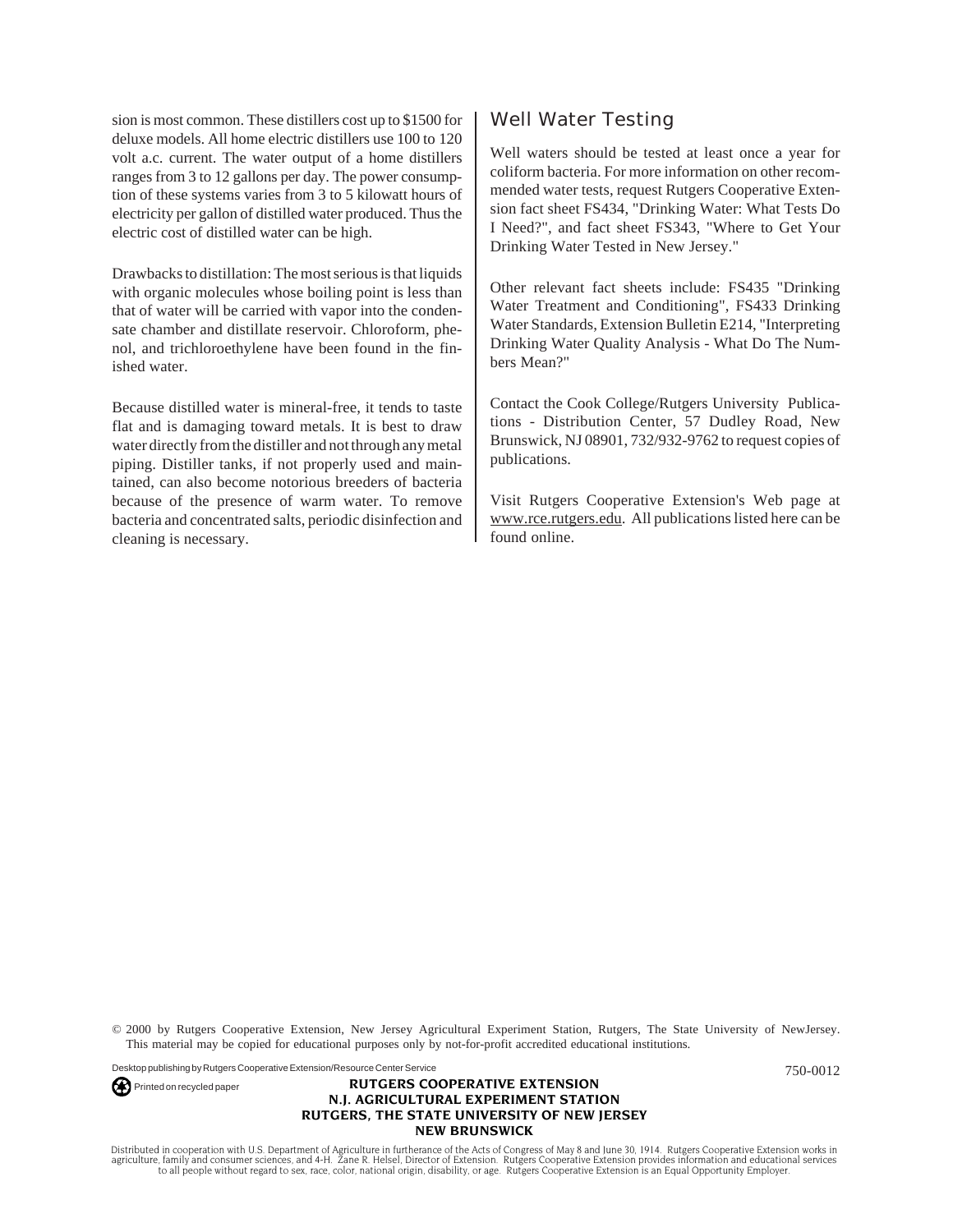sion is most common. These distillers cost up to $1500 for deluxe models. All home electric distillers use 100 to 120 volt a.c. current. The water output of a home distillers ranges from 3 to 12 gallons per day. The power consumption of these systems varies from 3 to 5 kilowatt hours of electricity per gallon of distilled water produced. Thus the electric cost of distilled water can be high.

Drawbacks to distillation: The most serious is that liquids with organic molecules whose boiling point is less than that of water will be carried with vapor into the condensate chamber and distillate reservoir. Chloroform, phenol, and trichloroethylene have been found in the finished water.

Because distilled water is mineral-free, it tends to taste flat and is damaging toward metals. It is best to draw water directly from the distiller and not through any metal piping. Distiller tanks, if not properly used and maintained, can also become notorious breeders of bacteria because of the presence of warm water. To remove bacteria and concentrated salts, periodic disinfection and cleaning is necessary.

## Well Water Testing

Well waters should be tested at least once a year for coliform bacteria. For more information on other recommended water tests, request Rutgers Cooperative Extension fact sheet FS434, "Drinking Water: What Tests Do I Need?", and fact sheet FS343, "Where to Get Your Drinking Water Tested in New Jersey."

Other relevant fact sheets include: FS435 "Drinking Water Treatment and Conditioning", FS433 Drinking Water Standards, Extension Bulletin E214, "Interpreting Drinking Water Quality Analysis - What Do The Numbers Mean?"

Contact the Cook College/Rutgers University Publications - Distribution Center, 57 Dudley Road, New Brunswick, NJ 08901, 732/932-9762 to request copies of publications.

Visit Rutgers Cooperative Extension's Web page at www.rce.rutgers.edu. All publications listed here can be found online.

© 2000 by Rutgers Cooperative Extension, New Jersey Agricultural Experiment Station, Rutgers, The State University of NewJersey. This material may be copied for educational purposes only by not-for-profit accredited educational institutions.

Desktop publishing by Rutgers Cooperative Extension/Resource Center Service

750-0012

Printed on recycled paper

**RUTGERS COOPERATIVE EXTENSION**
**N.J. AGRICULTURAL EXPERIMENT STATION**
**RUTGERS, THE STATE UNIVERSITY OF NEW JERSEY**
**NEW BRUNSWICK**

Distributed in cooperation with U.S. Department of Agriculture in furtherance of the Acts of Congress of May 8 and June 30, 1914. Rutgers Cooperative Extension works in agriculture, family and consumer sciences, and 4-H. Zane R. Helsel, Director of Extension. Rutgers Cooperative Extension provides information and educational services to all people without regard to sex, race, color, national origin, disability, or age. Rutgers Cooperative Extension is an Equal Opportunity Employer.